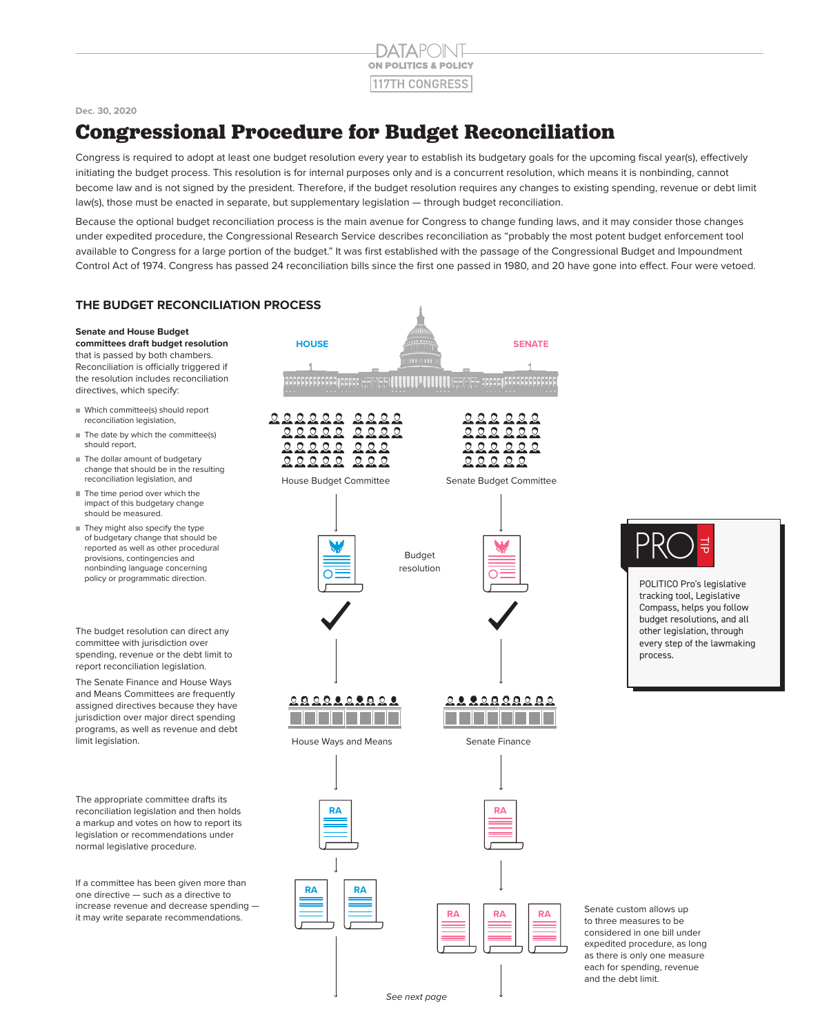DATAPOINT
ON POLITICS & POLICY
117TH CONGRESS

Dec. 30, 2020

# Congressional Procedure for Budget Reconciliation

Congress is required to adopt at least one budget resolution every year to establish its budgetary goals for the upcoming fiscal year(s), effectively initiating the budget process. This resolution is for internal purposes only and is a concurrent resolution, which means it is nonbinding, cannot become law and is not signed by the president. Therefore, if the budget resolution requires any changes to existing spending, revenue or debt limit law(s), those must be enacted in separate, but supplementary legislation — through budget reconciliation.

Because the optional budget reconciliation process is the main avenue for Congress to change funding laws, and it may consider those changes under expedited procedure, the Congressional Research Service describes reconciliation as "probably the most potent budget enforcement tool available to Congress for a large portion of the budget." It was first established with the passage of the Congressional Budget and Impoundment Control Act of 1974. Congress has passed 24 reconciliation bills since the first one passed in 1980, and 20 have gone into effect. Four were vetoed.

## THE BUDGET RECONCILIATION PROCESS

**Senate and House Budget committees draft budget resolution** that is passed by both chambers. Reconciliation is officially triggered if the resolution includes reconciliation directives, which specify:

- Which committee(s) should report reconciliation legislation,
- The date by which the committee(s) should report,
- The dollar amount of budgetary change that should be in the resulting reconciliation legislation, and
- The time period over which the impact of this budgetary change should be measured.
- They might also specify the type of budgetary change that should be reported as well as other procedural provisions, contingencies and nonbinding language concerning policy or programmatic direction.

HOUSE — SENATE

House Budget Committee — Senate Budget Committee

Budget resolution

The budget resolution can direct any committee with jurisdiction over spending, revenue or the debt limit to report reconciliation legislation.

The Senate Finance and House Ways and Means Committees are frequently assigned directives because they have jurisdiction over major direct spending programs, as well as revenue and debt limit legislation.

House Ways and Means — Senate Finance

The appropriate committee drafts its reconciliation legislation and then holds a markup and votes on how to report its legislation or recommendations under normal legislative procedure.

RA — RA

If a committee has been given more than one directive — such as a directive to increase revenue and decrease spending — it may write separate recommendations.

RA RA — RA RA RA

Senate custom allows up to three measures to be considered in one bill under expedited procedure, as long as there is only one measure each for spending, revenue and the debt limit.

PRO TIP

POLITICO Pro's legislative tracking tool, Legislative Compass, helps you follow budget resolutions, and all other legislation, through every step of the lawmaking process.

*See next page*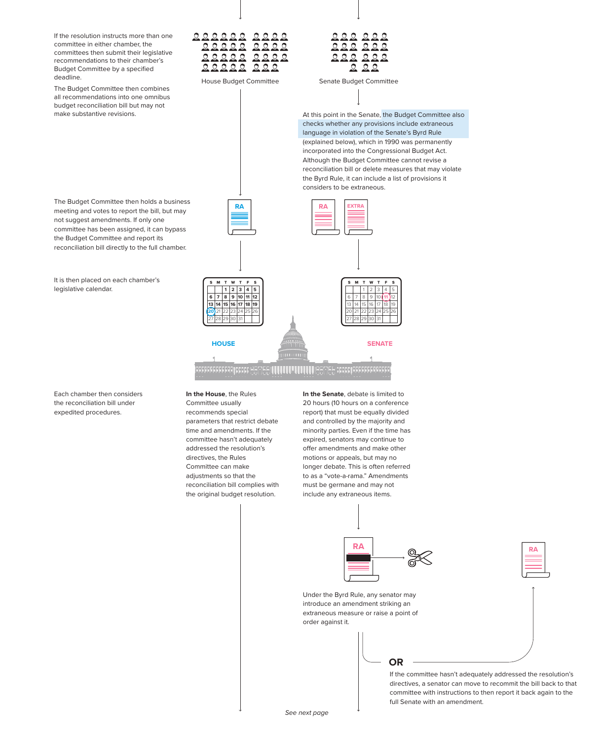If the resolution instructs more than one committee in either chamber, the committees then submit their legislative recommendations to their chamber's Budget Committee by a specified deadline.

The Budget Committee then combines all recommendations into one omnibus budget reconciliation bill but may not make substantive revisions.

House Budget Committee

Senate Budget Committee

At this point in the Senate, the Budget Committee also checks whether any provisions include extraneous language in violation of the Senate's Byrd Rule (explained below), which in 1990 was permanently incorporated into the Congressional Budget Act. Although the Budget Committee cannot revise a reconciliation bill or delete measures that may violate the Byrd Rule, it can include a list of provisions it considers to be extraneous.

The Budget Committee then holds a business meeting and votes to report the bill, but may not suggest amendments. If only one committee has been assigned, it can bypass the Budget Committee and report its reconciliation bill directly to the full chamber.

RA

RA

EXTRA

It is then placed on each chamber's legislative calendar.

HOUSE

SENATE

Each chamber then considers the reconciliation bill under expedited procedures.

**In the House**, the Rules Committee usually recommends special parameters that restrict debate time and amendments. If the committee hasn't adequately addressed the resolution's directives, the Rules Committee can make adjustments so that the reconciliation bill complies with the original budget resolution.

**In the Senate**, debate is limited to 20 hours (10 hours on a conference report) that must be equally divided and controlled by the majority and minority parties. Even if the time has expired, senators may continue to offer amendments and make other motions or appeals, but may no longer debate. This is often referred to as a "vote-a-rama." Amendments must be germane and may not include any extraneous items.

RA

RA

Under the Byrd Rule, any senator may introduce an amendment striking an extraneous measure or raise a point of order against it.

**OR**

If the committee hasn't adequately addressed the resolution's directives, a senator can move to recommit the bill back to that committee with instructions to then report it back again to the full Senate with an amendment.

*See next page*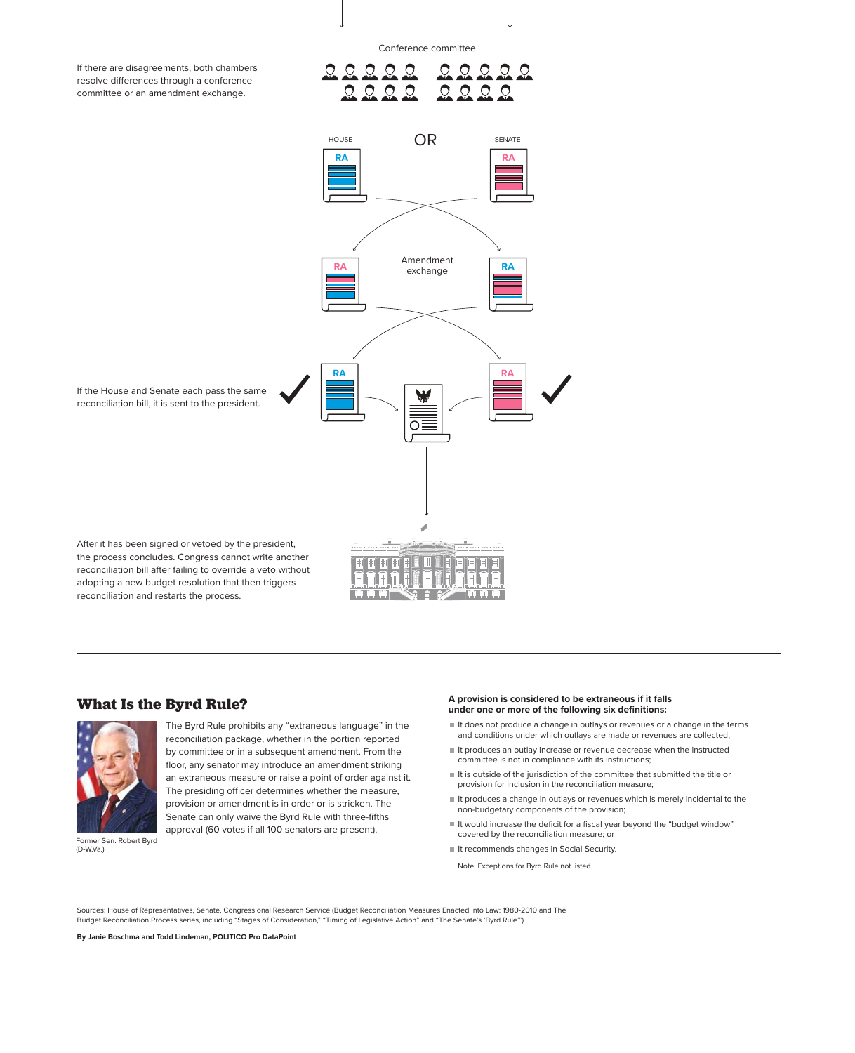If there are disagreements, both chambers resolve differences through a conference committee or an amendment exchange.

Conference committee

HOUSE

OR

SENATE

RA

RA

Amendment exchange

RA

RA

RA

RA

If the House and Senate each pass the same reconciliation bill, it is sent to the president.

After it has been signed or vetoed by the president, the process concludes. Congress cannot write another reconciliation bill after failing to override a veto without adopting a new budget resolution that then triggers reconciliation and restarts the process.

---

## What Is the Byrd Rule?

The Byrd Rule prohibits any "extraneous language" in the reconciliation package, whether in the portion reported by committee or in a subsequent amendment. From the floor, any senator may introduce an amendment striking an extraneous measure or raise a point of order against it. The presiding officer determines whether the measure, provision or amendment is in order or is stricken. The Senate can only waive the Byrd Rule with three-fifths approval (60 votes if all 100 senators are present).

Former Sen. Robert Byrd (D-W.Va.)

**A provision is considered to be extraneous if it falls under one or more of the following six definitions:**

- It does not produce a change in outlays or revenues or a change in the terms and conditions under which outlays are made or revenues are collected;
- It produces an outlay increase or revenue decrease when the instructed committee is not in compliance with its instructions;
- It is outside of the jurisdiction of the committee that submitted the title or provision for inclusion in the reconciliation measure;
- It produces a change in outlays or revenues which is merely incidental to the non-budgetary components of the provision;
- It would increase the deficit for a fiscal year beyond the "budget window" covered by the reconciliation measure; or
- It recommends changes in Social Security.

Note: Exceptions for Byrd Rule not listed.

Sources: House of Representatives, Senate, Congressional Research Service (Budget Reconciliation Measures Enacted Into Law: 1980-2010 and The Budget Reconciliation Process series, including "Stages of Consideration," "Timing of Legislative Action" and "The Senate's 'Byrd Rule'")

**By Janie Boschma and Todd Lindeman, POLITICO Pro DataPoint**